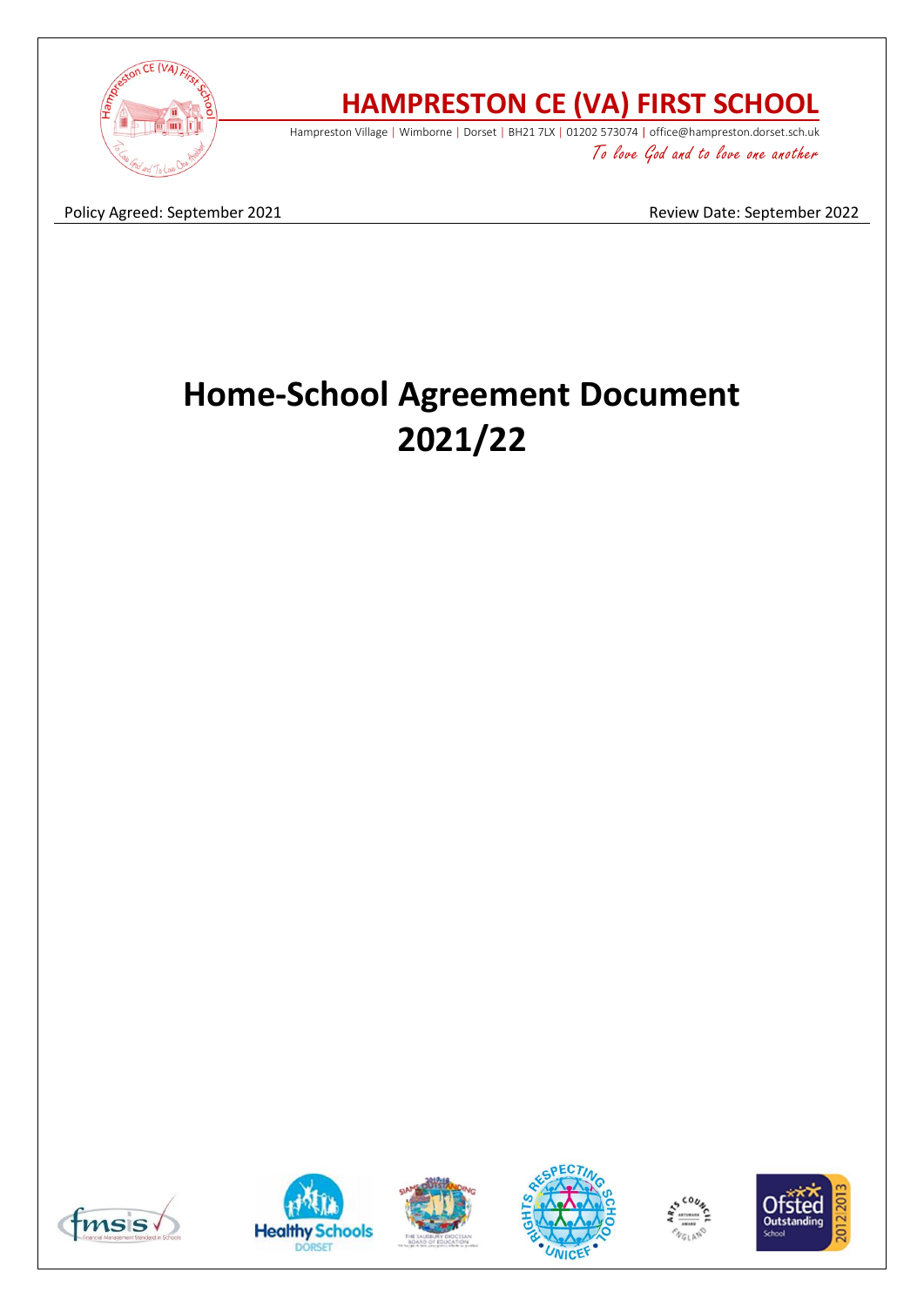# HAMPRESTON CE (VA) FIRST SCHOOL

Hampreston Village | Wimborne | Dorset | BH21 7LX | 01202 573074 | office@hampreston.dorset.sch.uk

*To love God and to love one another*

Policy Agreed: September 2021 Review Date: September 2022

# Home-School Agreement Document 2021/22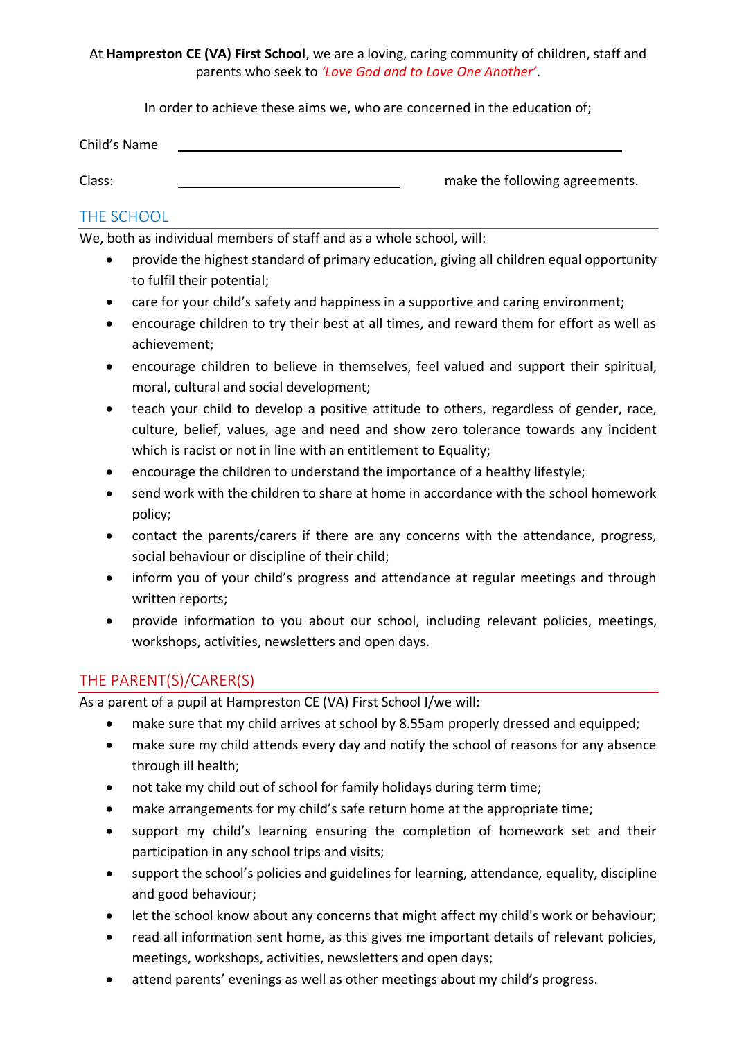At **Hampreston CE (VA) First School**, we are a loving, caring community of children, staff and parents who seek to *'Love God and to Love One Another'*.

In order to achieve these aims we, who are concerned in the education of;

Child's Name ______________________________________________

Class: ______________________ make the following agreements.

## THE SCHOOL

We, both as individual members of staff and as a whole school, will:

- provide the highest standard of primary education, giving all children equal opportunity to fulfil their potential;
- care for your child's safety and happiness in a supportive and caring environment;
- encourage children to try their best at all times, and reward them for effort as well as achievement;
- encourage children to believe in themselves, feel valued and support their spiritual, moral, cultural and social development;
- teach your child to develop a positive attitude to others, regardless of gender, race, culture, belief, values, age and need and show zero tolerance towards any incident which is racist or not in line with an entitlement to Equality;
- encourage the children to understand the importance of a healthy lifestyle;
- send work with the children to share at home in accordance with the school homework policy;
- contact the parents/carers if there are any concerns with the attendance, progress, social behaviour or discipline of their child;
- inform you of your child's progress and attendance at regular meetings and through written reports;
- provide information to you about our school, including relevant policies, meetings, workshops, activities, newsletters and open days.

## THE PARENT(S)/CARER(S)

As a parent of a pupil at Hampreston CE (VA) First School I/we will:

- make sure that my child arrives at school by 8.55am properly dressed and equipped;
- make sure my child attends every day and notify the school of reasons for any absence through ill health;
- not take my child out of school for family holidays during term time;
- make arrangements for my child's safe return home at the appropriate time;
- support my child's learning ensuring the completion of homework set and their participation in any school trips and visits;
- support the school's policies and guidelines for learning, attendance, equality, discipline and good behaviour;
- let the school know about any concerns that might affect my child's work or behaviour;
- read all information sent home, as this gives me important details of relevant policies, meetings, workshops, activities, newsletters and open days;
- attend parents' evenings as well as other meetings about my child's progress.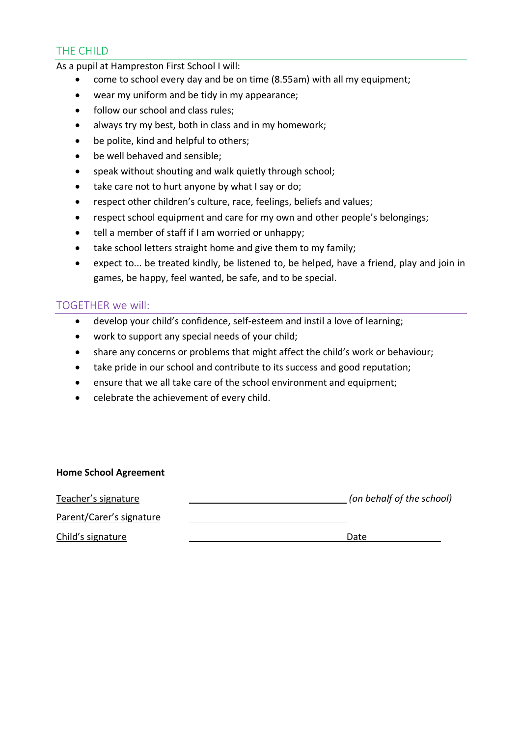## THE CHILD

As a pupil at Hampreston First School I will:

- come to school every day and be on time (8.55am) with all my equipment;
- wear my uniform and be tidy in my appearance;
- follow our school and class rules;
- always try my best, both in class and in my homework;
- be polite, kind and helpful to others;
- be well behaved and sensible;
- speak without shouting and walk quietly through school;
- take care not to hurt anyone by what I say or do;
- respect other children's culture, race, feelings, beliefs and values;
- respect school equipment and care for my own and other people's belongings;
- tell a member of staff if I am worried or unhappy;
- take school letters straight home and give them to my family;
- expect to... be treated kindly, be listened to, be helped, have a friend, play and join in games, be happy, feel wanted, be safe, and to be special.

## TOGETHER we will:

- develop your child's confidence, self-esteem and instil a love of learning;
- work to support any special needs of your child;
- share any concerns or problems that might affect the child's work or behaviour;
- take pride in our school and contribute to its success and good reputation;
- ensure that we all take care of the school environment and equipment;
- celebrate the achievement of every child.

**Home School Agreement**

Teacher's signature ______________________________ *(on behalf of the school)*

Parent/Carer's signature ______________________________

Child's signature ______________________________ Date ______________